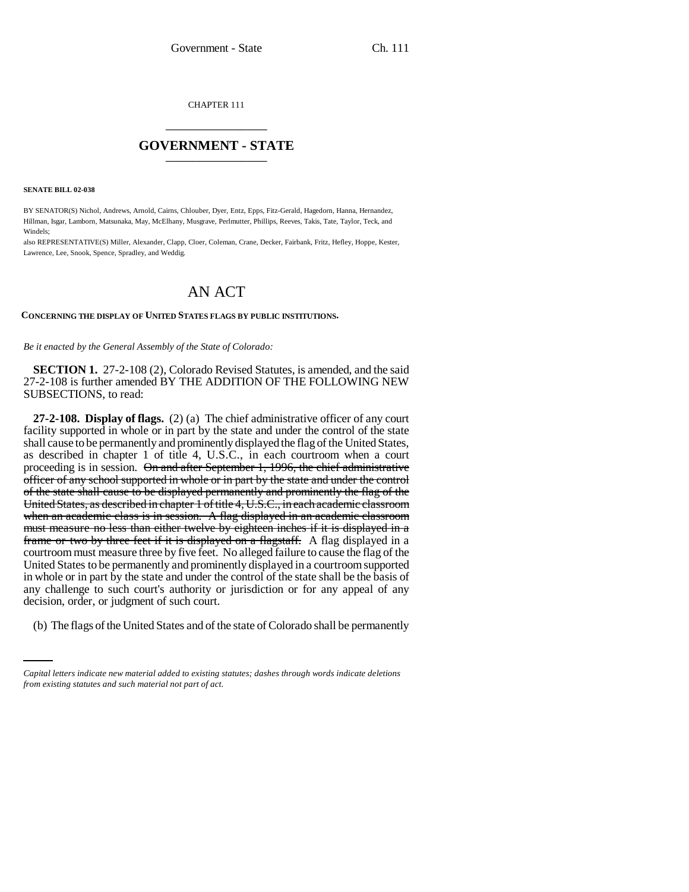CHAPTER 111

## GOVERNMENT - STATE

**SENATE BILL 02-038**

BY SENATOR(S) Nichol, Andrews, Arnold, Cairns, Chlouber, Dyer, Entz, Epps, Fitz-Gerald, Hagedorn, Hanna, Hernandez, Hillman, Isgar, Lamborn, Matsunaka, May, McElhany, Musgrave, Perlmutter, Phillips, Reeves, Takis, Tate, Taylor, Teck, and Windels;

also REPRESENTATIVE(S) Miller, Alexander, Clapp, Cloer, Coleman, Crane, Decker, Fairbank, Fritz, Hefley, Hoppe, Kester, Lawrence, Lee, Snook, Spence, Spradley, and Weddig.

# AN ACT

**CONCERNING THE DISPLAY OF UNITED STATES FLAGS BY PUBLIC INSTITUTIONS.**

*Be it enacted by the General Assembly of the State of Colorado:*

**SECTION 1.** 27-2-108 (2), Colorado Revised Statutes, is amended, and the said 27-2-108 is further amended BY THE ADDITION OF THE FOLLOWING NEW SUBSECTIONS, to read:

**27-2-108. Display of flags.** (2) (a) The chief administrative officer of any court facility supported in whole or in part by the state and under the control of the state shall cause to be permanently and prominently displayed the flag of the United States, as described in chapter 1 of title 4, U.S.C., in each courtroom when a court proceeding is in session. ~~On and after September 1, 1996, the chief administrative officer of any school supported in whole or in part by the state and under the control of the state shall cause to be displayed permanently and prominently the flag of the United States, as described in chapter 1 of title 4, U.S.C., in each academic classroom when an academic class is in session. A flag displayed in an academic classroom must measure no less than either twelve by eighteen inches if it is displayed in a frame or two by three feet if it is displayed on a flagstaff.~~ A flag displayed in a courtroom must measure three by five feet. No alleged failure to cause the flag of the United States to be permanently and prominently displayed in a courtroom supported in whole or in part by the state and under the control of the state shall be the basis of any challenge to such court's authority or jurisdiction or for any appeal of any decision, order, or judgment of such court.

(b) The flags of the United States and of the state of Colorado shall be permanently

*Capital letters indicate new material added to existing statutes; dashes through words indicate deletions from existing statutes and such material not part of act.*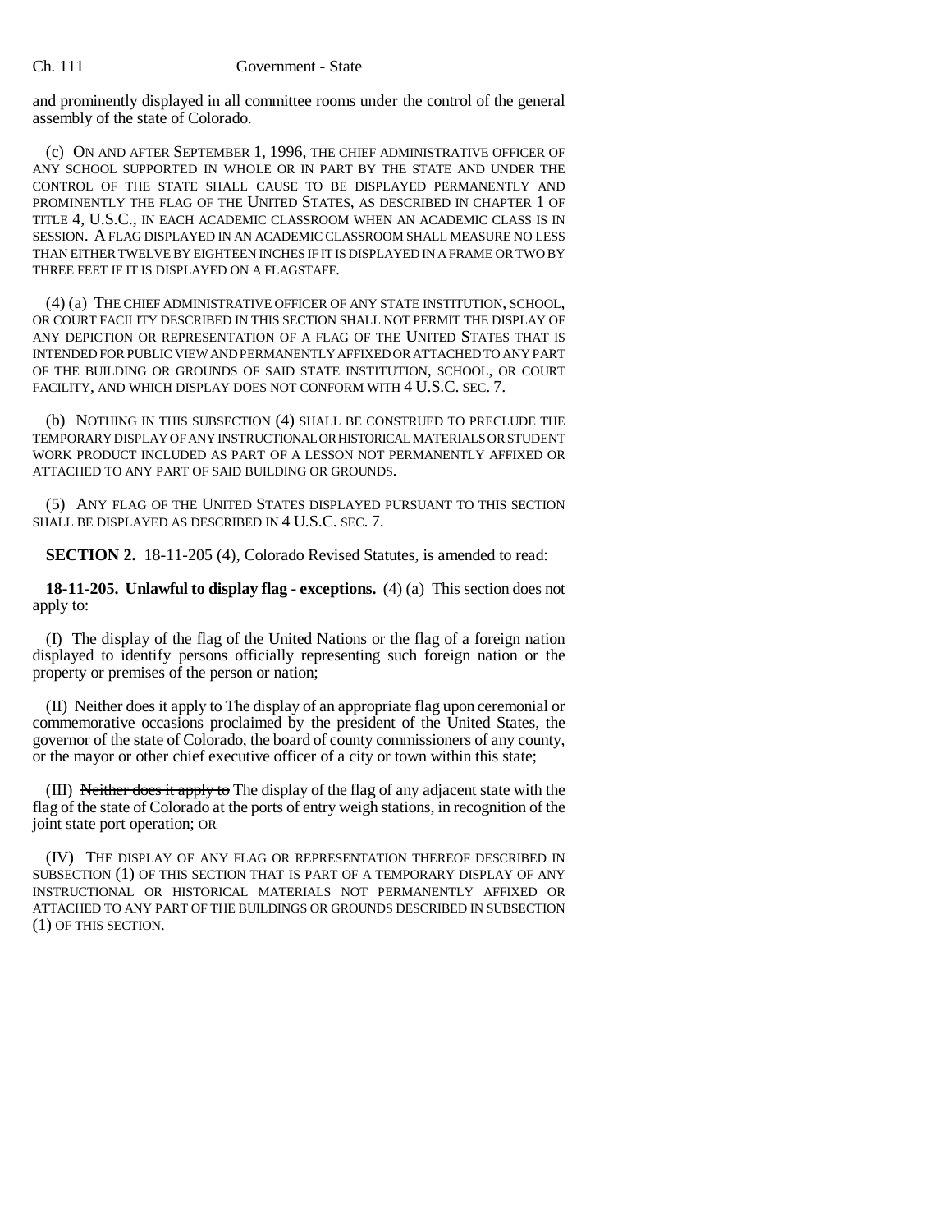and prominently displayed in all committee rooms under the control of the general assembly of the state of Colorado.

(c) ON AND AFTER SEPTEMBER 1, 1996, THE CHIEF ADMINISTRATIVE OFFICER OF ANY SCHOOL SUPPORTED IN WHOLE OR IN PART BY THE STATE AND UNDER THE CONTROL OF THE STATE SHALL CAUSE TO BE DISPLAYED PERMANENTLY AND PROMINENTLY THE FLAG OF THE UNITED STATES, AS DESCRIBED IN CHAPTER 1 OF TITLE 4, U.S.C., IN EACH ACADEMIC CLASSROOM WHEN AN ACADEMIC CLASS IS IN SESSION. A FLAG DISPLAYED IN AN ACADEMIC CLASSROOM SHALL MEASURE NO LESS THAN EITHER TWELVE BY EIGHTEEN INCHES IF IT IS DISPLAYED IN A FRAME OR TWO BY THREE FEET IF IT IS DISPLAYED ON A FLAGSTAFF.

(4) (a) THE CHIEF ADMINISTRATIVE OFFICER OF ANY STATE INSTITUTION, SCHOOL, OR COURT FACILITY DESCRIBED IN THIS SECTION SHALL NOT PERMIT THE DISPLAY OF ANY DEPICTION OR REPRESENTATION OF A FLAG OF THE UNITED STATES THAT IS INTENDED FOR PUBLIC VIEW AND PERMANENTLY AFFIXED OR ATTACHED TO ANY PART OF THE BUILDING OR GROUNDS OF SAID STATE INSTITUTION, SCHOOL, OR COURT FACILITY, AND WHICH DISPLAY DOES NOT CONFORM WITH 4 U.S.C. SEC. 7.

(b) NOTHING IN THIS SUBSECTION (4) SHALL BE CONSTRUED TO PRECLUDE THE TEMPORARY DISPLAY OF ANY INSTRUCTIONAL OR HISTORICAL MATERIALS OR STUDENT WORK PRODUCT INCLUDED AS PART OF A LESSON NOT PERMANENTLY AFFIXED OR ATTACHED TO ANY PART OF SAID BUILDING OR GROUNDS.

(5) ANY FLAG OF THE UNITED STATES DISPLAYED PURSUANT TO THIS SECTION SHALL BE DISPLAYED AS DESCRIBED IN 4 U.S.C. SEC. 7.

**SECTION 2.** 18-11-205 (4), Colorado Revised Statutes, is amended to read:

**18-11-205. Unlawful to display flag - exceptions.** (4) (a) This section does not apply to:

(I) The display of the flag of the United Nations or the flag of a foreign nation displayed to identify persons officially representing such foreign nation or the property or premises of the person or nation;

(II) ~~Neither does it apply to~~ The display of an appropriate flag upon ceremonial or commemorative occasions proclaimed by the president of the United States, the governor of the state of Colorado, the board of county commissioners of any county, or the mayor or other chief executive officer of a city or town within this state;

(III) ~~Neither does it apply to~~ The display of the flag of any adjacent state with the flag of the state of Colorado at the ports of entry weigh stations, in recognition of the joint state port operation; OR

(IV) THE DISPLAY OF ANY FLAG OR REPRESENTATION THEREOF DESCRIBED IN SUBSECTION (1) OF THIS SECTION THAT IS PART OF A TEMPORARY DISPLAY OF ANY INSTRUCTIONAL OR HISTORICAL MATERIALS NOT PERMANENTLY AFFIXED OR ATTACHED TO ANY PART OF THE BUILDINGS OR GROUNDS DESCRIBED IN SUBSECTION (1) OF THIS SECTION.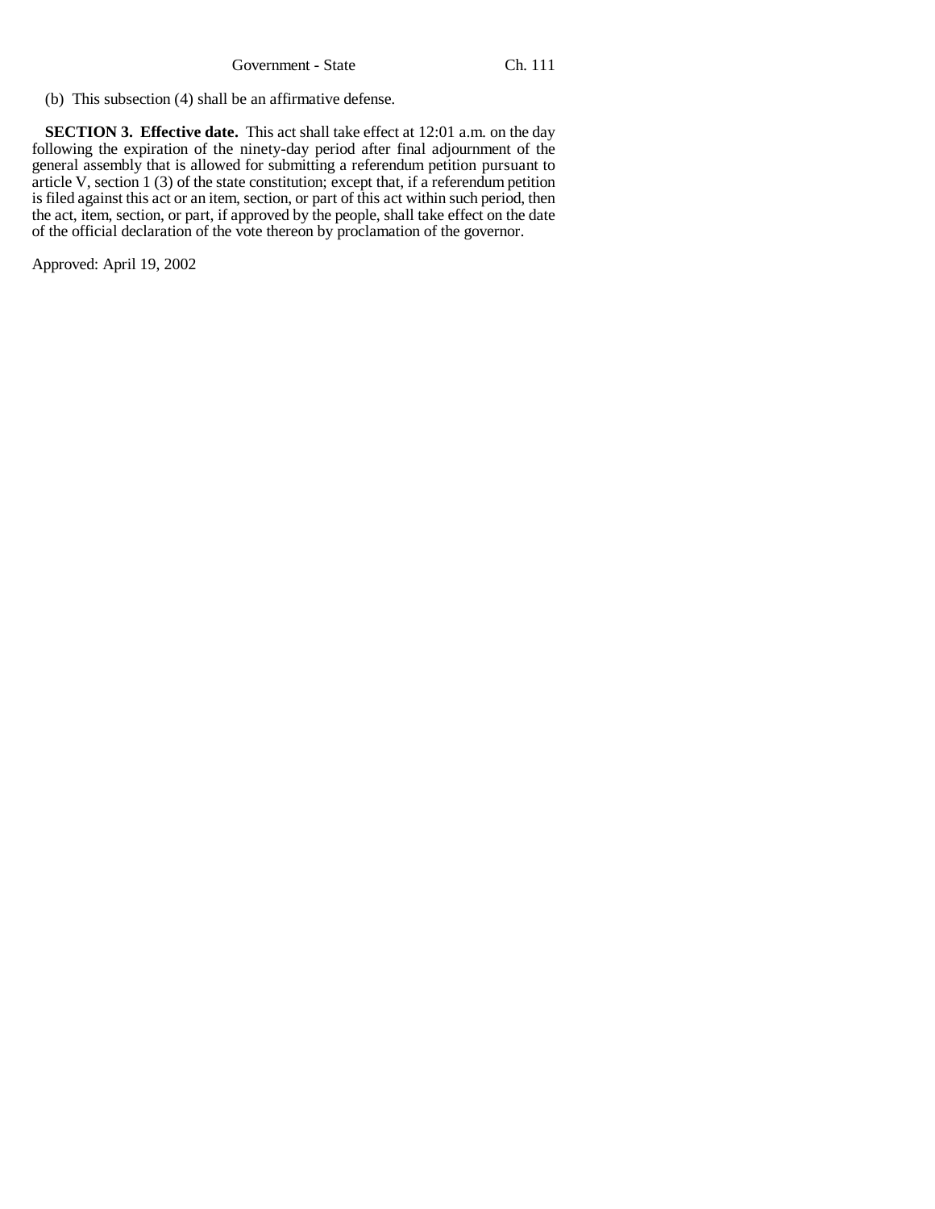(b) This subsection (4) shall be an affirmative defense.

**SECTION 3. Effective date.** This act shall take effect at 12:01 a.m. on the day following the expiration of the ninety-day period after final adjournment of the general assembly that is allowed for submitting a referendum petition pursuant to article V, section 1 (3) of the state constitution; except that, if a referendum petition is filed against this act or an item, section, or part of this act within such period, then the act, item, section, or part, if approved by the people, shall take effect on the date of the official declaration of the vote thereon by proclamation of the governor.

Approved: April 19, 2002